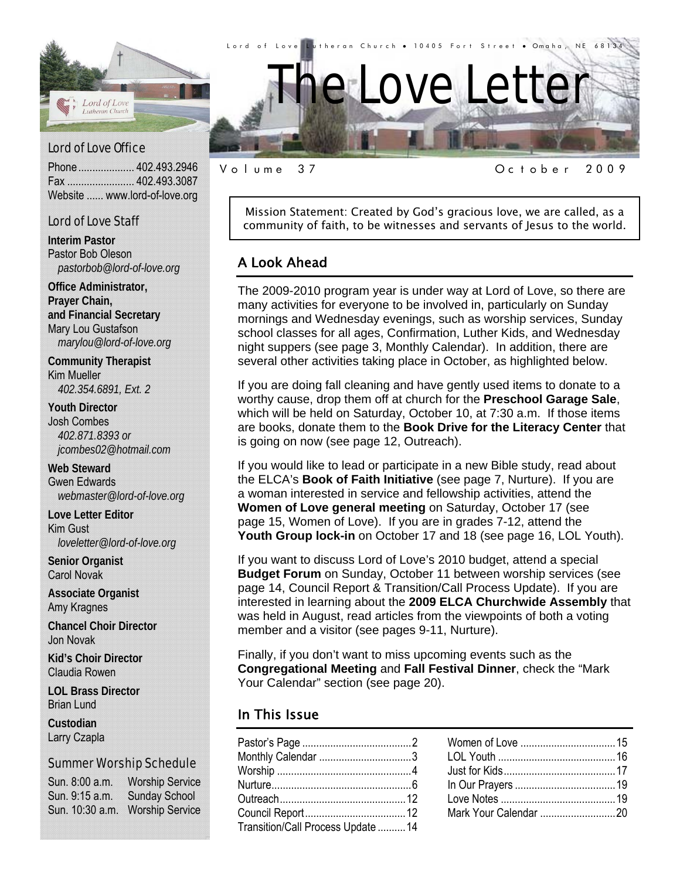Lord of Love Lutheran Church • 10405 Fort Street • Omaha, NE 68134

# The Love Letter

Volume 37 | October 2009

Mission Statement: Created by God's gracious love, we are called, as a community of faith, to be witnesses and servants of Jesus to the world.

## A Look Ahead

The 2009-2010 program year is under way at Lord of Love, so there are many activities for everyone to be involved in, particularly on Sunday mornings and Wednesday evenings, such as worship services, Sunday school classes for all ages, Confirmation, Luther Kids, and Wednesday night suppers (see page 3, Monthly Calendar). In addition, there are several other activities taking place in October, as highlighted below.

If you are doing fall cleaning and have gently used items to donate to a worthy cause, drop them off at church for the **Preschool Garage Sale**, which will be held on Saturday, October 10, at 7:30 a.m. If those items are books, donate them to the **Book Drive for the Literacy Center** that is going on now (see page 12, Outreach).

If you would like to lead or participate in a new Bible study, read about the ELCA's **Book of Faith Initiative** (see page 7, Nurture). If you are a woman interested in service and fellowship activities, attend the **Women of Love general meeting** on Saturday, October 17 (see page 15, Women of Love). If you are in grades 7-12, attend the **Youth Group lock-in** on October 17 and 18 (see page 16, LOL Youth).

If you want to discuss Lord of Love's 2010 budget, attend a special **Budget Forum** on Sunday, October 11 between worship services (see page 14, Council Report & Transition/Call Process Update). If you are interested in learning about the **2009 ELCA Churchwide Assembly** that was held in August, read articles from the viewpoints of both a voting member and a visitor (see pages 9-11, Nurture).

Finally, if you don't want to miss upcoming events such as the **Congregational Meeting** and **Fall Festival Dinner**, check the "Mark Your Calendar" section (see page 20).

## In This Issue

| | |
|---|---|
| Pastor's Page | 2 |
| Monthly Calendar | 3 |
| Worship | 4 |
| Nurture | 6 |
| Outreach | 12 |
| Council Report | 12 |
| Transition/Call Process Update | 14 |
| Women of Love | 15 |
| LOL Youth | 16 |
| Just for Kids | 17 |
| In Our Prayers | 19 |
| Love Notes | 19 |
| Mark Your Calendar | 20 |

### Lord of Love Office

Phone .................... 402.493.2946
Fax ........................ 402.493.3087
Website ...... www.lord-of-love.org

### Lord of Love Staff

**Interim Pastor**
Pastor Bob Oleson
*pastorbob@lord-of-love.org*

**Office Administrator, Prayer Chain, and Financial Secretary**
Mary Lou Gustafson
*marylou@lord-of-love.org*

**Community Therapist**
Kim Mueller
*402.354.6891, Ext. 2*

**Youth Director**
Josh Combes
*402.871.8393 or jcombes02@hotmail.com*

**Web Steward**
Gwen Edwards
*webmaster@lord-of-love.org*

**Love Letter Editor**
Kim Gust
*loveletter@lord-of-love.org*

**Senior Organist**
Carol Novak

**Associate Organist**
Amy Kragnes

**Chancel Choir Director**
Jon Novak

**Kid's Choir Director**
Claudia Rowen

**LOL Brass Director**
Brian Lund

**Custodian**
Larry Czapla

### Summer Worship Schedule

| | |
|---|---|
| Sun. 8:00 a.m. | Worship Service |
| Sun. 9:15 a.m. | Sunday School |
| Sun. 10:30 a.m. | Worship Service |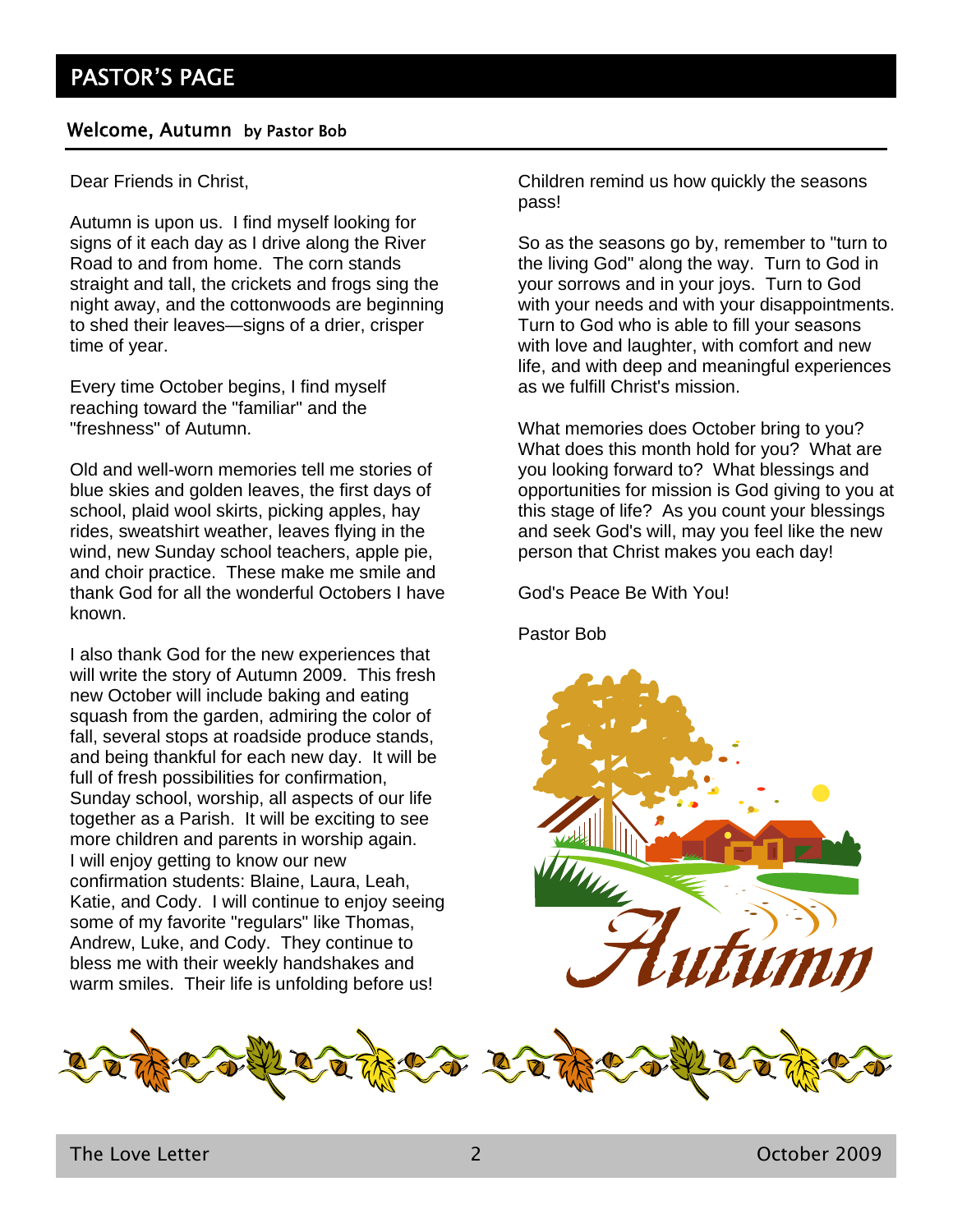# PASTOR'S PAGE

## Welcome, Autumn by Pastor Bob

Dear Friends in Christ,

Autumn is upon us. I find myself looking for signs of it each day as I drive along the River Road to and from home. The corn stands straight and tall, the crickets and frogs sing the night away, and the cottonwoods are beginning to shed their leaves—signs of a drier, crisper time of year.

Every time October begins, I find myself reaching toward the "familiar" and the "freshness" of Autumn.

Old and well-worn memories tell me stories of blue skies and golden leaves, the first days of school, plaid wool skirts, picking apples, hay rides, sweatshirt weather, leaves flying in the wind, new Sunday school teachers, apple pie, and choir practice. These make me smile and thank God for all the wonderful Octobers I have known.

I also thank God for the new experiences that will write the story of Autumn 2009. This fresh new October will include baking and eating squash from the garden, admiring the color of fall, several stops at roadside produce stands, and being thankful for each new day. It will be full of fresh possibilities for confirmation, Sunday school, worship, all aspects of our life together as a Parish. It will be exciting to see more children and parents in worship again. I will enjoy getting to know our new confirmation students: Blaine, Laura, Leah, Katie, and Cody. I will continue to enjoy seeing some of my favorite "regulars" like Thomas, Andrew, Luke, and Cody. They continue to bless me with their weekly handshakes and warm smiles. Their life is unfolding before us! Children remind us how quickly the seasons pass!

So as the seasons go by, remember to "turn to the living God" along the way. Turn to God in your sorrows and in your joys. Turn to God with your needs and with your disappointments. Turn to God who is able to fill your seasons with love and laughter, with comfort and new life, and with deep and meaningful experiences as we fulfill Christ's mission.

What memories does October bring to you? What does this month hold for you? What are you looking forward to? What blessings and opportunities for mission is God giving to you at this stage of life? As you count your blessings and seek God's will, may you feel like the new person that Christ makes you each day!

God's Peace Be With You!

Pastor Bob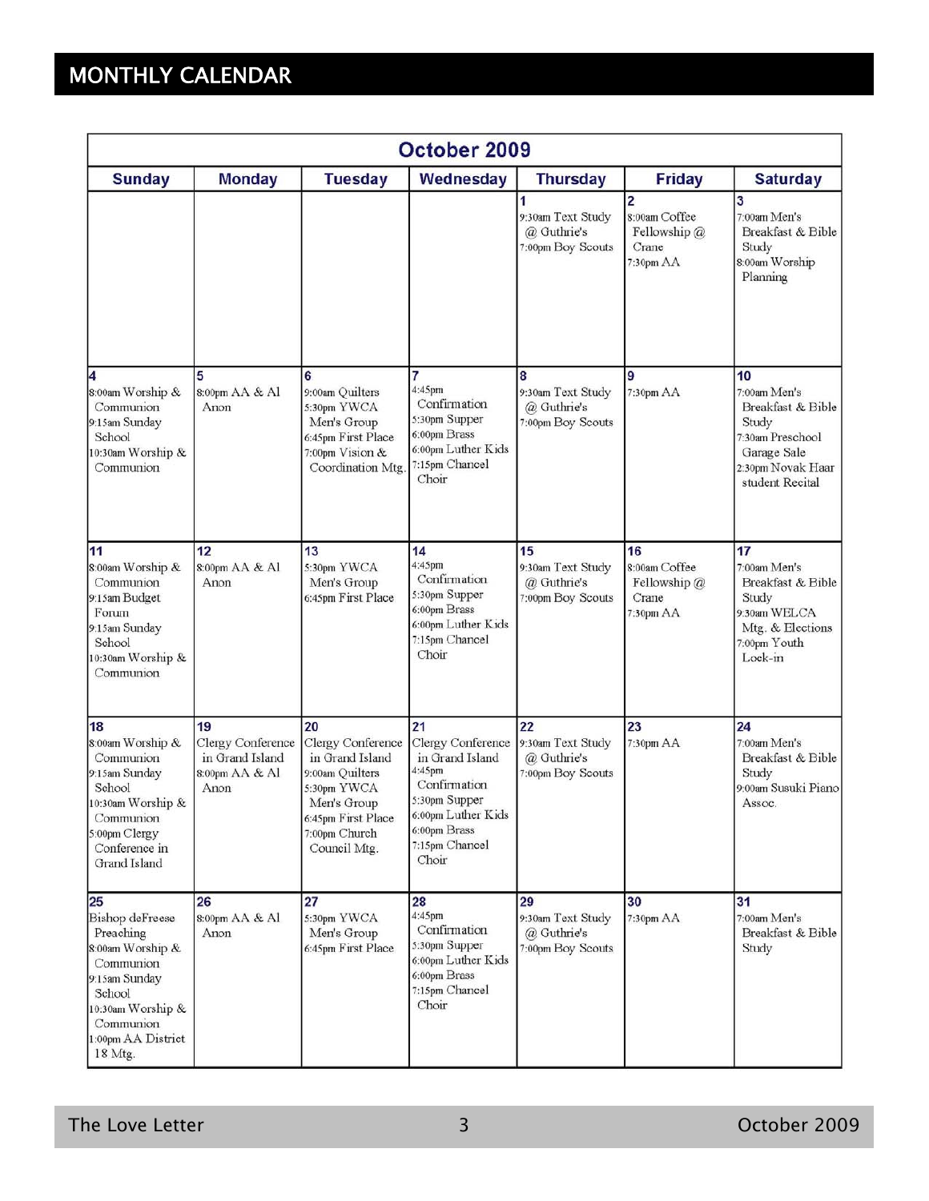## MONTHLY CALENDAR

| October 2009 | | | | | | |
|---|---|---|---|---|---|---|
| **Sunday** | **Monday** | **Tuesday** | **Wednesday** | **Thursday** | **Friday** | **Saturday** |
| | | | | **1**<br>9:30am Text Study @ Guthrie's<br>7:00pm Boy Scouts | **2**<br>8:00am Coffee Fellowship @ Crane<br>7:30pm AA | **3**<br>7:00am Men's Breakfast & Bible Study<br>8:00am Worship Planning |
| **4**<br>8:00am Worship & Communion<br>9:15am Sunday School<br>10:30am Worship & Communion | **5**<br>8:00pm AA & Al Anon | **6**<br>9:00am Quilters<br>5:30pm YWCA Men's Group<br>6:45pm First Place<br>7:00pm Vision & Coordination Mtg. | **7**<br>4:45pm Confirmation<br>5:30pm Supper<br>6:00pm Brass<br>6:00pm Luther Kids<br>7:15pm Chancel Choir | **8**<br>9:30am Text Study @ Guthrie's<br>7:00pm Boy Scouts | **9**<br>7:30pm AA | **10**<br>7:00am Men's Breakfast & Bible Study<br>7:30am Preschool Garage Sale<br>2:30pm Novak Haar student Recital |
| **11**<br>8:00am Worship & Communion<br>9:15am Budget Forum<br>9:15am Sunday School<br>10:30am Worship & Communion | **12**<br>8:00pm AA & Al Anon | **13**<br>5:30pm YWCA Men's Group<br>6:45pm First Place | **14**<br>4:45pm Confirmation<br>5:30pm Supper<br>6:00pm Brass<br>6:00pm Luther Kids<br>7:15pm Chancel Choir | **15**<br>9:30am Text Study @ Guthrie's<br>7:00pm Boy Scouts | **16**<br>8:00am Coffee Fellowship @ Crane<br>7:30pm AA | **17**<br>7:00am Men's Breakfast & Bible Study<br>9:30am WELCA Mtg. & Elections<br>7:00pm Youth Lock-in |
| **18**<br>8:00am Worship & Communion<br>9:15am Sunday School<br>10:30am Worship & Communion<br>5:00pm Clergy Conference in Grand Island | **19**<br>Clergy Conference in Grand Island<br>8:00pm AA & Al Anon | **20**<br>Clergy Conference in Grand Island<br>9:00am Quilters<br>5:30pm YWCA Men's Group<br>6:45pm First Place<br>7:00pm Church Council Mtg. | **21**<br>Clergy Conference in Grand Island<br>4:45pm Confirmation<br>5:30pm Supper<br>6:00pm Luther Kids<br>6:00pm Brass<br>7:15pm Chancel Choir | **22**<br>9:30am Text Study @ Guthrie's<br>7:00pm Boy Scouts | **23**<br>7:30pm AA | **24**<br>7:00am Men's Breakfast & Bible Study<br>9:00am Susuki Piano Assoc. |
| **25**<br>Bishop deFreese Preaching<br>8:00am Worship & Communion<br>9:15am Sunday School<br>10:30am Worship & Communion<br>1:00pm AA District 18 Mtg. | **26**<br>8:00pm AA & Al Anon | **27**<br>5:30pm YWCA Men's Group<br>6:45pm First Place | **28**<br>4:45pm Confirmation<br>5:30pm Supper<br>6:00pm Luther Kids<br>6:00pm Brass<br>7:15pm Chancel Choir | **29**<br>9:30am Text Study @ Guthrie's<br>7:00pm Boy Scouts | **30**<br>7:30pm AA | **31**<br>7:00am Men's Breakfast & Bible Study |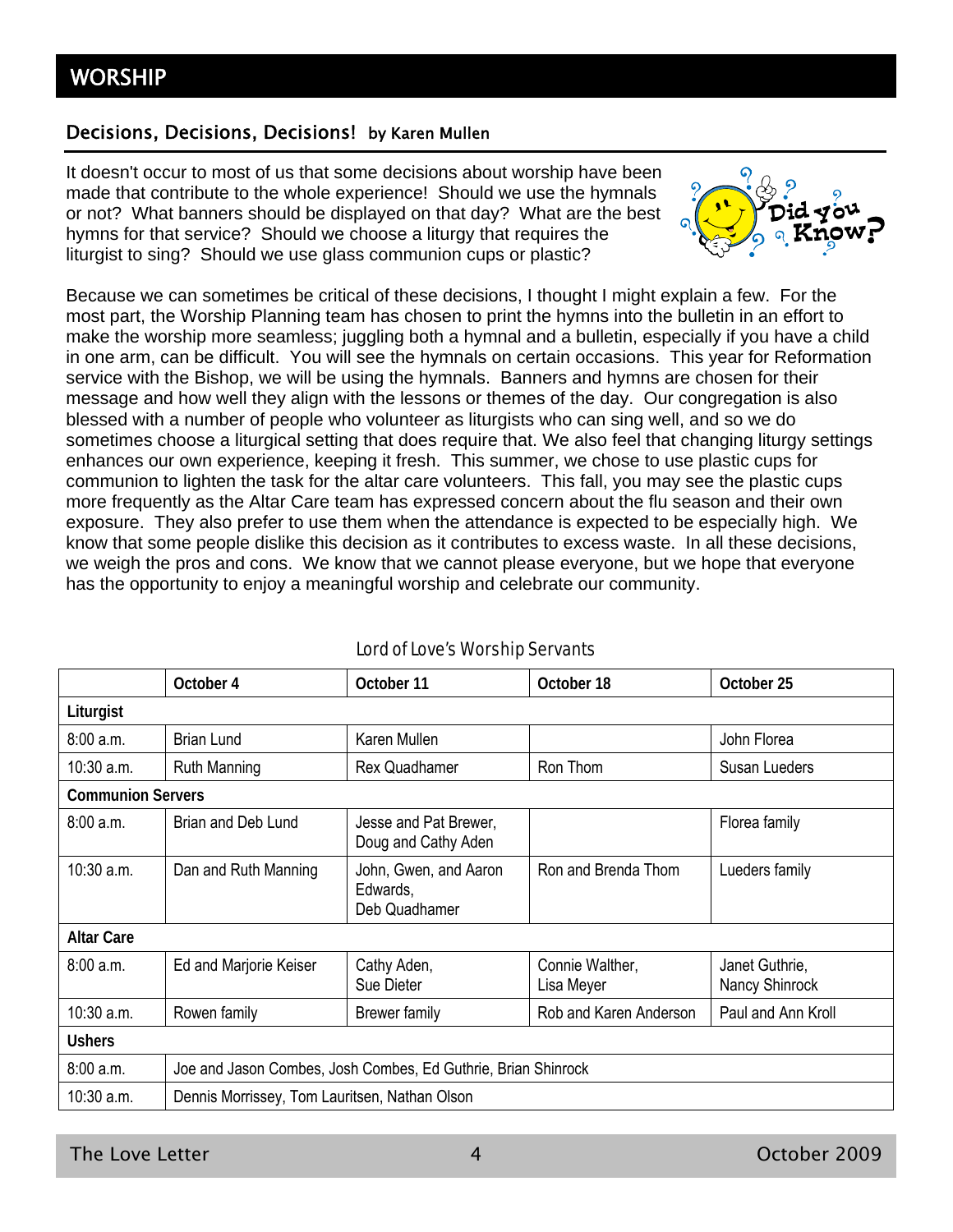# WORSHIP

## Decisions, Decisions, Decisions! by Karen Mullen

It doesn't occur to most of us that some decisions about worship have been made that contribute to the whole experience! Should we use the hymnals or not? What banners should be displayed on that day? What are the best hymns for that service? Should we choose a liturgy that requires the liturgist to sing? Should we use glass communion cups or plastic?

Because we can sometimes be critical of these decisions, I thought I might explain a few. For the most part, the Worship Planning team has chosen to print the hymns into the bulletin in an effort to make the worship more seamless; juggling both a hymnal and a bulletin, especially if you have a child in one arm, can be difficult. You will see the hymnals on certain occasions. This year for Reformation service with the Bishop, we will be using the hymnals. Banners and hymns are chosen for their message and how well they align with the lessons or themes of the day. Our congregation is also blessed with a number of people who volunteer as liturgists who can sing well, and so we do sometimes choose a liturgical setting that does require that. We also feel that changing liturgy settings enhances our own experience, keeping it fresh. This summer, we chose to use plastic cups for communion to lighten the task for the altar care volunteers. This fall, you may see the plastic cups more frequently as the Altar Care team has expressed concern about the flu season and their own exposure. They also prefer to use them when the attendance is expected to be especially high. We know that some people dislike this decision as it contributes to excess waste. In all these decisions, we weigh the pros and cons. We know that we cannot please everyone, but we hope that everyone has the opportunity to enjoy a meaningful worship and celebrate our community.

*Lord of Love's Worship Servants*

| | October 4 | October 11 | October 18 | October 25 |
|---|---|---|---|---|
| **Liturgist** | | | | |
| 8:00 a.m. | Brian Lund | Karen Mullen | | John Florea |
| 10:30 a.m. | Ruth Manning | Rex Quadhamer | Ron Thom | Susan Lueders |
| **Communion Servers** | | | | |
| 8:00 a.m. | Brian and Deb Lund | Jesse and Pat Brewer, Doug and Cathy Aden | | Florea family |
| 10:30 a.m. | Dan and Ruth Manning | John, Gwen, and Aaron Edwards, Deb Quadhamer | Ron and Brenda Thom | Lueders family |
| **Altar Care** | | | | |
| 8:00 a.m. | Ed and Marjorie Keiser | Cathy Aden, Sue Dieter | Connie Walther, Lisa Meyer | Janet Guthrie, Nancy Shinrock |
| 10:30 a.m. | Rowen family | Brewer family | Rob and Karen Anderson | Paul and Ann Kroll |
| **Ushers** | | | | |
| 8:00 a.m. | Joe and Jason Combes, Josh Combes, Ed Guthrie, Brian Shinrock | | | |
| 10:30 a.m. | Dennis Morrissey, Tom Lauritsen, Nathan Olson | | | |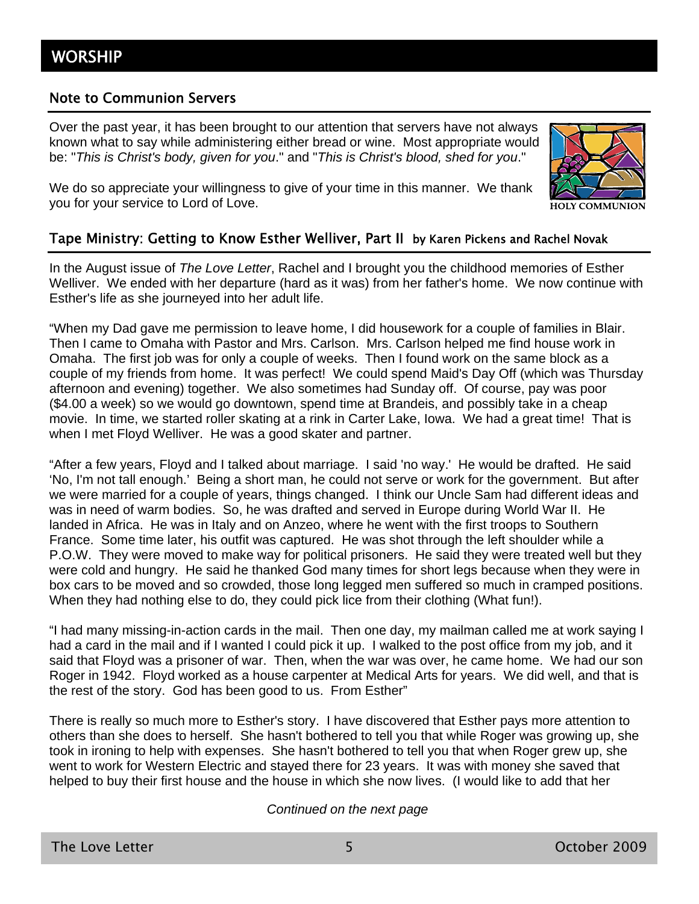# WORSHIP

## Note to Communion Servers

Over the past year, it has been brought to our attention that servers have not always known what to say while administering either bread or wine. Most appropriate would be: "*This is Christ's body, given for you*." and "*This is Christ's blood, shed for you*."

We do so appreciate your willingness to give of your time in this manner. We thank you for your service to Lord of Love.

HOLY COMMUNION

## Tape Ministry: Getting to Know Esther Welliver, Part II by Karen Pickens and Rachel Novak

In the August issue of *The Love Letter*, Rachel and I brought you the childhood memories of Esther Welliver. We ended with her departure (hard as it was) from her father's home. We now continue with Esther's life as she journeyed into her adult life.

"When my Dad gave me permission to leave home, I did housework for a couple of families in Blair. Then I came to Omaha with Pastor and Mrs. Carlson. Mrs. Carlson helped me find house work in Omaha. The first job was for only a couple of weeks. Then I found work on the same block as a couple of my friends from home. It was perfect! We could spend Maid's Day Off (which was Thursday afternoon and evening) together. We also sometimes had Sunday off. Of course, pay was poor ($4.00 a week) so we would go downtown, spend time at Brandeis, and possibly take in a cheap movie. In time, we started roller skating at a rink in Carter Lake, Iowa. We had a great time! That is when I met Floyd Welliver. He was a good skater and partner.

"After a few years, Floyd and I talked about marriage. I said 'no way.' He would be drafted. He said 'No, I'm not tall enough.' Being a short man, he could not serve or work for the government. But after we were married for a couple of years, things changed. I think our Uncle Sam had different ideas and was in need of warm bodies. So, he was drafted and served in Europe during World War II. He landed in Africa. He was in Italy and on Anzeo, where he went with the first troops to Southern France. Some time later, his outfit was captured. He was shot through the left shoulder while a P.O.W. They were moved to make way for political prisoners. He said they were treated well but they were cold and hungry. He said he thanked God many times for short legs because when they were in box cars to be moved and so crowded, those long legged men suffered so much in cramped positions. When they had nothing else to do, they could pick lice from their clothing (What fun!).

"I had many missing-in-action cards in the mail. Then one day, my mailman called me at work saying I had a card in the mail and if I wanted I could pick it up. I walked to the post office from my job, and it said that Floyd was a prisoner of war. Then, when the war was over, he came home. We had our son Roger in 1942. Floyd worked as a house carpenter at Medical Arts for years. We did well, and that is the rest of the story. God has been good to us. From Esther"

There is really so much more to Esther's story. I have discovered that Esther pays more attention to others than she does to herself. She hasn't bothered to tell you that while Roger was growing up, she took in ironing to help with expenses. She hasn't bothered to tell you that when Roger grew up, she went to work for Western Electric and stayed there for 23 years. It was with money she saved that helped to buy their first house and the house in which she now lives. (I would like to add that her

*Continued on the next page*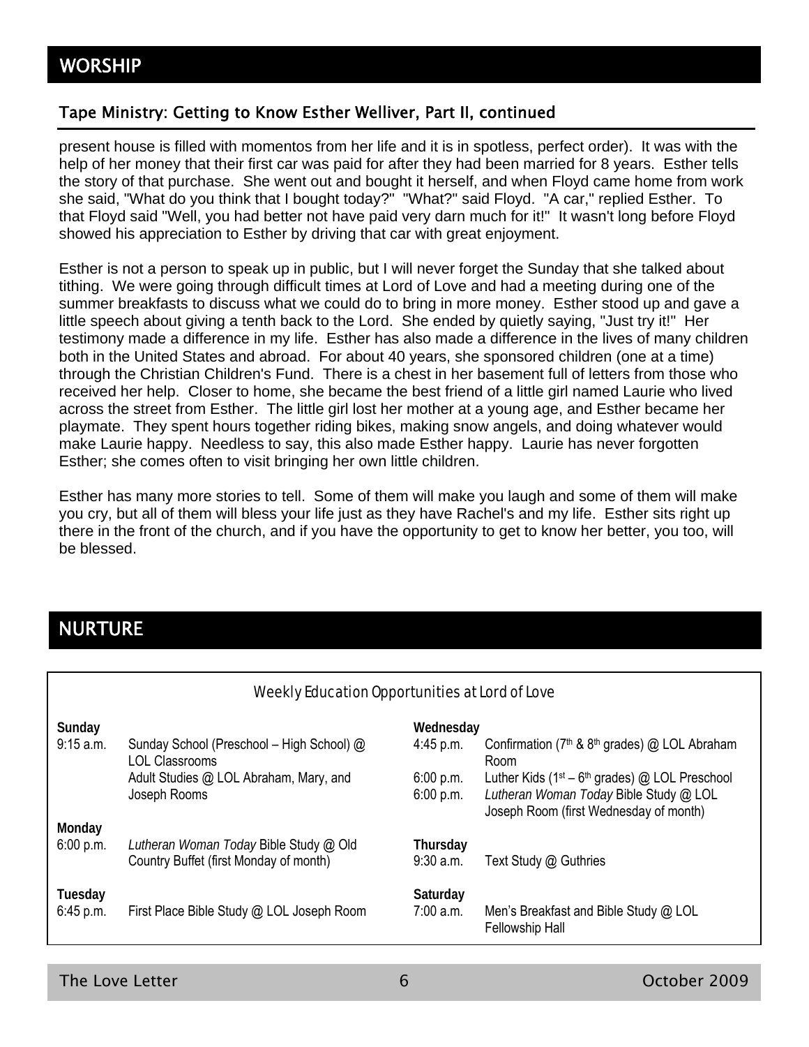# WORSHIP

## Tape Ministry: Getting to Know Esther Welliver, Part II, continued

present house is filled with momentos from her life and it is in spotless, perfect order). It was with the help of her money that their first car was paid for after they had been married for 8 years. Esther tells the story of that purchase. She went out and bought it herself, and when Floyd came home from work she said, "What do you think that I bought today?" "What?" said Floyd. "A car," replied Esther. To that Floyd said "Well, you had better not have paid very darn much for it!" It wasn't long before Floyd showed his appreciation to Esther by driving that car with great enjoyment.

Esther is not a person to speak up in public, but I will never forget the Sunday that she talked about tithing. We were going through difficult times at Lord of Love and had a meeting during one of the summer breakfasts to discuss what we could do to bring in more money. Esther stood up and gave a little speech about giving a tenth back to the Lord. She ended by quietly saying, "Just try it!" Her testimony made a difference in my life. Esther has also made a difference in the lives of many children both in the United States and abroad. For about 40 years, she sponsored children (one at a time) through the Christian Children's Fund. There is a chest in her basement full of letters from those who received her help. Closer to home, she became the best friend of a little girl named Laurie who lived across the street from Esther. The little girl lost her mother at a young age, and Esther became her playmate. They spent hours together riding bikes, making snow angels, and doing whatever would make Laurie happy. Needless to say, this also made Esther happy. Laurie has never forgotten Esther; she comes often to visit bringing her own little children.

Esther has many more stories to tell. Some of them will make you laugh and some of them will make you cry, but all of them will bless your life just as they have Rachel's and my life. Esther sits right up there in the front of the church, and if you have the opportunity to get to know her better, you too, will be blessed.

# NURTURE

### Weekly Education Opportunities at Lord of Love

**Sunday**

| | |
|---|---|
| 9:15 a.m. | Sunday School (Preschool – High School) @ LOL Classrooms |
| | Adult Studies @ LOL Abraham, Mary, and Joseph Rooms |

**Monday**

| | |
|---|---|
| 6:00 p.m. | *Lutheran Woman Today* Bible Study @ Old Country Buffet (first Monday of month) |

**Tuesday**

| | |
|---|---|
| 6:45 p.m. | First Place Bible Study @ LOL Joseph Room |

**Wednesday**

| | |
|---|---|
| 4:45 p.m. | Confirmation (7th & 8th grades) @ LOL Abraham Room |
| 6:00 p.m. | Luther Kids (1st – 6th grades) @ LOL Preschool |
| 6:00 p.m. | *Lutheran Woman Today* Bible Study @ LOL Joseph Room (first Wednesday of month) |

**Thursday**

| | |
|---|---|
| 9:30 a.m. | Text Study @ Guthries |

**Saturday**

| | |
|---|---|
| 7:00 a.m. | Men's Breakfast and Bible Study @ LOL Fellowship Hall |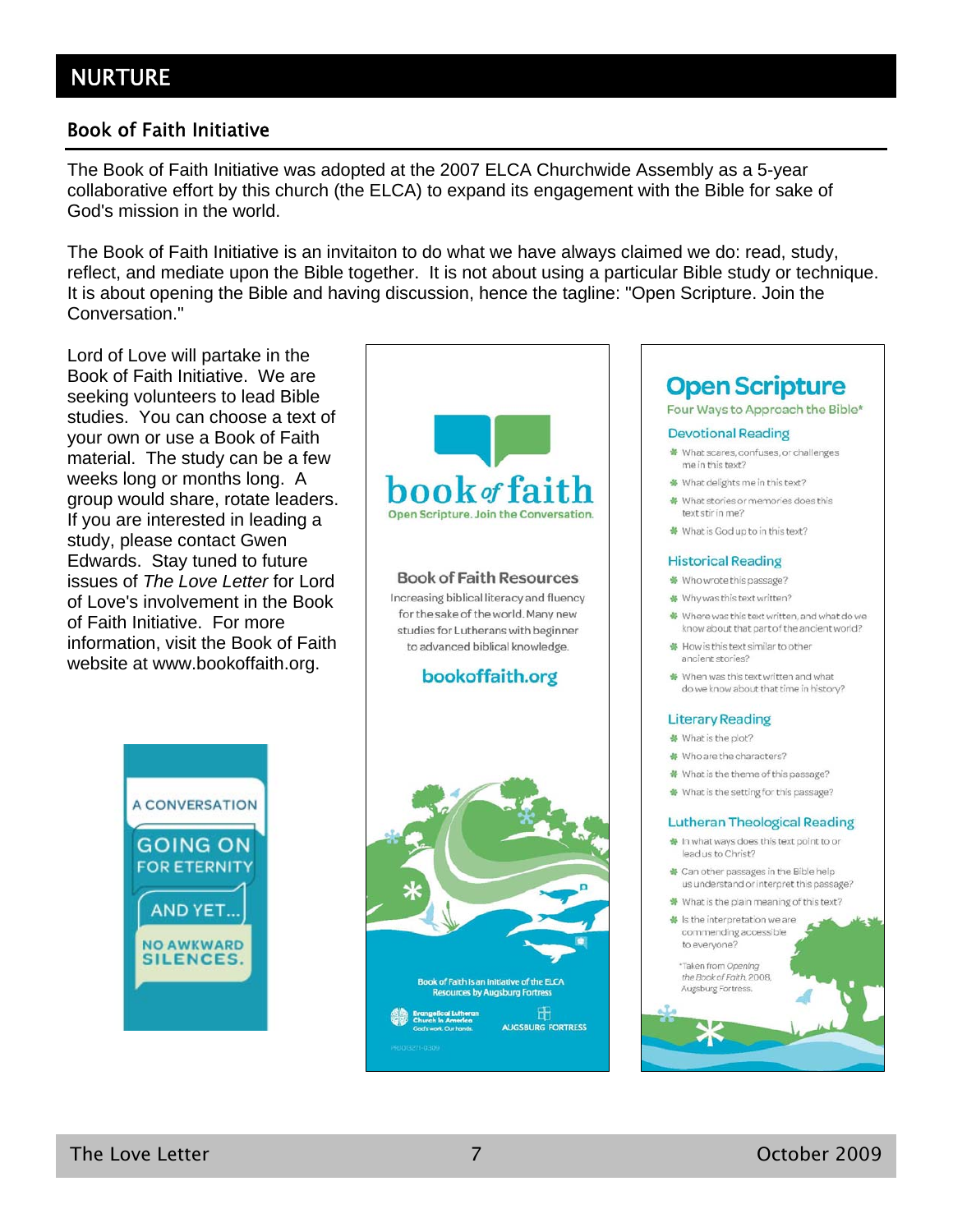# NURTURE

## Book of Faith Initiative

The Book of Faith Initiative was adopted at the 2007 ELCA Churchwide Assembly as a 5-year collaborative effort by this church (the ELCA) to expand its engagement with the Bible for sake of God's mission in the world.

The Book of Faith Initiative is an invitaiton to do what we have always claimed we do: read, study, reflect, and mediate upon the Bible together. It is not about using a particular Bible study or technique. It is about opening the Bible and having discussion, hence the tagline: "Open Scripture. Join the Conversation."

Lord of Love will partake in the Book of Faith Initiative. We are seeking volunteers to lead Bible studies. You can choose a text of your own or use a Book of Faith material. The study can be a few weeks long or months long. A group would share, rotate leaders. If you are interested in leading a study, please contact Gwen Edwards. Stay tuned to future issues of *The Love Letter* for Lord of Love's involvement in the Book of Faith Initiative. For more information, visit the Book of Faith website at www.bookoffaith.org.

A CONVERSATION
GOING ON FOR ETERNITY
AND YET...
NO AWKWARD SILENCES.

**book of faith**
Open Scripture. Join the Conversation.

**Book of Faith Resources**

Increasing biblical literacy and fluency for the sake of the world. Many new studies for Lutherans with beginner to advanced biblical knowledge.

**bookoffaith.org**

Book of Faith is an initiative of the ELCA
Resources by Augsburg Fortress

Evangelical Lutheran Church in America — God's work. Our hands.
AUGSBURG FORTRESS

## Open Scripture

Four Ways to Approach the Bible*

### Devotional Reading

- What scares, confuses, or challenges me in this text?
- What delights me in this text?
- What stories or memories does this text stir in me?
- What is God up to in this text?

### Historical Reading

- Who wrote this passage?
- Why was this text written?
- Where was this text written, and what do we know about that part of the ancient world?
- How is this text similar to other ancient stories?
- When was this text written and what do we know about that time in history?

### Literary Reading

- What is the plot?
- Who are the characters?
- What is the theme of this passage?
- What is the setting for this passage?

### Lutheran Theological Reading

- In what ways does this text point to or lead us to Christ?
- Can other passages in the Bible help us understand or interpret this passage?
- What is the plain meaning of this text?
- Is the interpretation we are commending accessible to everyone?

*Taken from *Opening the Book of Faith*, 2008, Augsburg Fortress.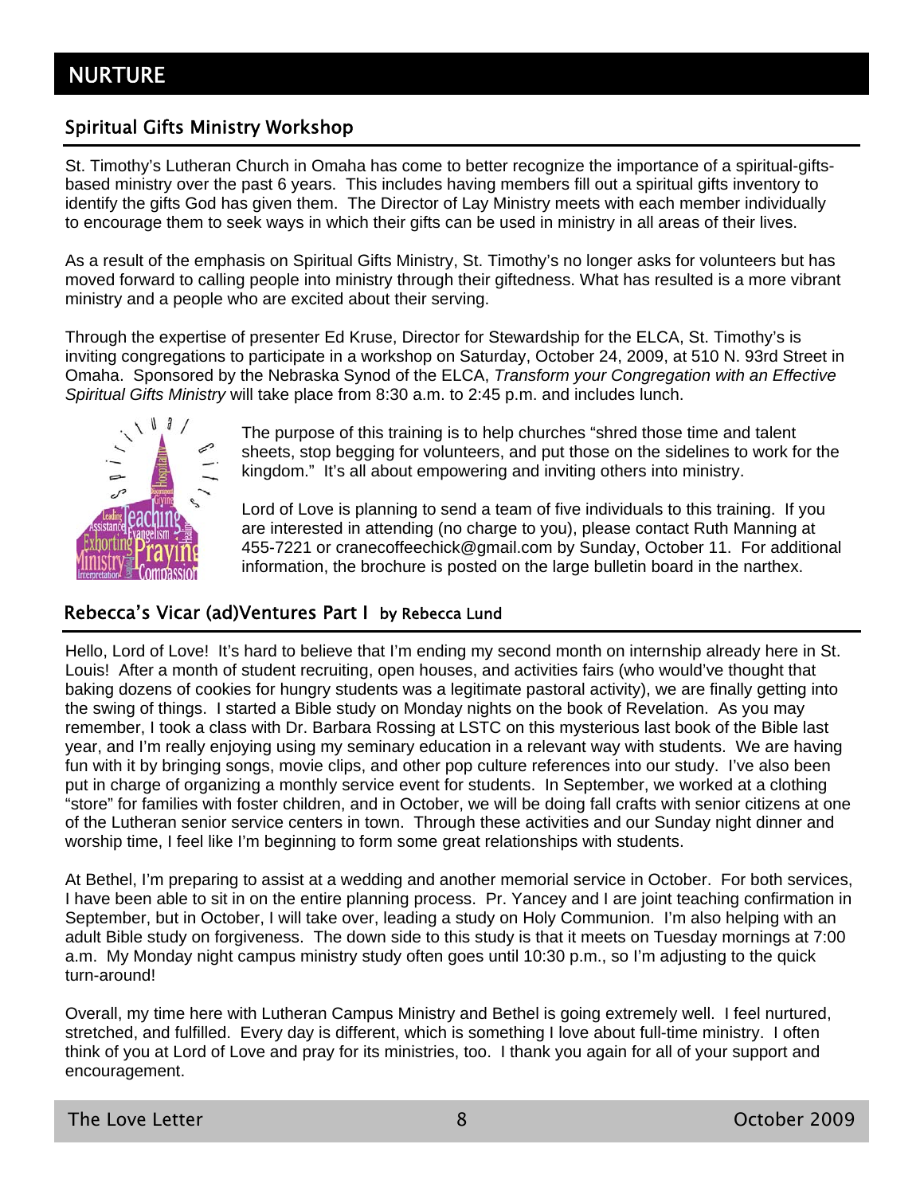# NURTURE

## Spiritual Gifts Ministry Workshop

St. Timothy's Lutheran Church in Omaha has come to better recognize the importance of a spiritual-gifts-based ministry over the past 6 years. This includes having members fill out a spiritual gifts inventory to identify the gifts God has given them. The Director of Lay Ministry meets with each member individually to encourage them to seek ways in which their gifts can be used in ministry in all areas of their lives.

As a result of the emphasis on Spiritual Gifts Ministry, St. Timothy's no longer asks for volunteers but has moved forward to calling people into ministry through their giftedness. What has resulted is a more vibrant ministry and a people who are excited about their serving.

Through the expertise of presenter Ed Kruse, Director for Stewardship for the ELCA, St. Timothy's is inviting congregations to participate in a workshop on Saturday, October 24, 2009, at 510 N. 93rd Street in Omaha. Sponsored by the Nebraska Synod of the ELCA, *Transform your Congregation with an Effective Spiritual Gifts Ministry* will take place from 8:30 a.m. to 2:45 p.m. and includes lunch.

The purpose of this training is to help churches "shred those time and talent sheets, stop begging for volunteers, and put those on the sidelines to work for the kingdom." It's all about empowering and inviting others into ministry.

Lord of Love is planning to send a team of five individuals to this training. If you are interested in attending (no charge to you), please contact Ruth Manning at 455-7221 or cranecoffeechick@gmail.com by Sunday, October 11. For additional information, the brochure is posted on the large bulletin board in the narthex.

## Rebecca's Vicar (ad)Ventures Part I by Rebecca Lund

Hello, Lord of Love! It's hard to believe that I'm ending my second month on internship already here in St. Louis! After a month of student recruiting, open houses, and activities fairs (who would've thought that baking dozens of cookies for hungry students was a legitimate pastoral activity), we are finally getting into the swing of things. I started a Bible study on Monday nights on the book of Revelation. As you may remember, I took a class with Dr. Barbara Rossing at LSTC on this mysterious last book of the Bible last year, and I'm really enjoying using my seminary education in a relevant way with students. We are having fun with it by bringing songs, movie clips, and other pop culture references into our study. I've also been put in charge of organizing a monthly service event for students. In September, we worked at a clothing "store" for families with foster children, and in October, we will be doing fall crafts with senior citizens at one of the Lutheran senior service centers in town. Through these activities and our Sunday night dinner and worship time, I feel like I'm beginning to form some great relationships with students.

At Bethel, I'm preparing to assist at a wedding and another memorial service in October. For both services, I have been able to sit in on the entire planning process. Pr. Yancey and I are joint teaching confirmation in September, but in October, I will take over, leading a study on Holy Communion. I'm also helping with an adult Bible study on forgiveness. The down side to this study is that it meets on Tuesday mornings at 7:00 a.m. My Monday night campus ministry study often goes until 10:30 p.m., so I'm adjusting to the quick turn-around!

Overall, my time here with Lutheran Campus Ministry and Bethel is going extremely well. I feel nurtured, stretched, and fulfilled. Every day is different, which is something I love about full-time ministry. I often think of you at Lord of Love and pray for its ministries, too. I thank you again for all of your support and encouragement.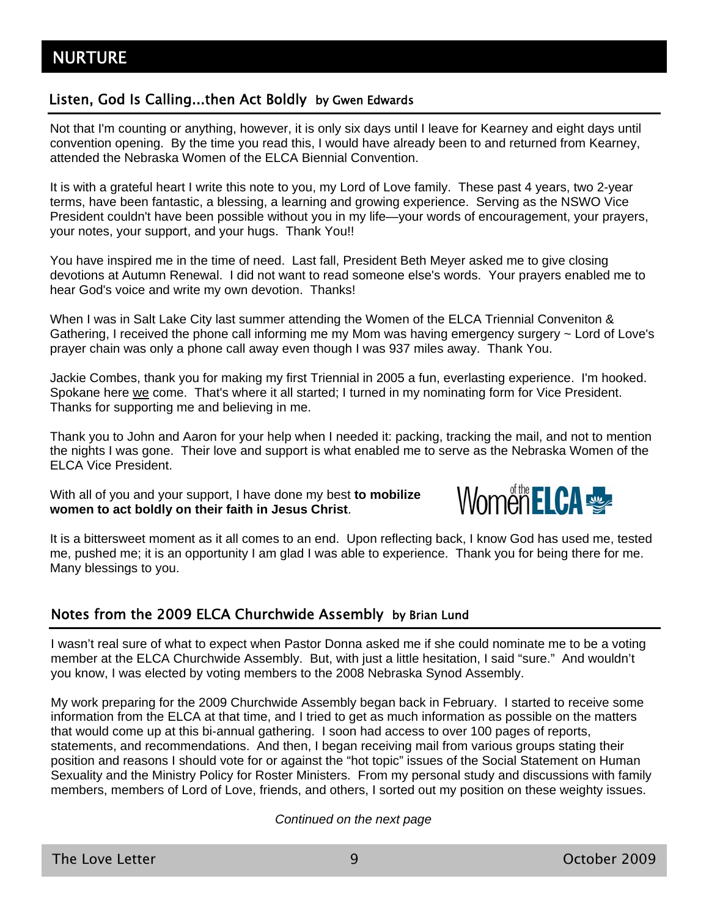# NURTURE

## Listen, God Is Calling...then Act Boldly by Gwen Edwards

Not that I'm counting or anything, however, it is only six days until I leave for Kearney and eight days until convention opening. By the time you read this, I would have already been to and returned from Kearney, attended the Nebraska Women of the ELCA Biennial Convention.

It is with a grateful heart I write this note to you, my Lord of Love family. These past 4 years, two 2-year terms, have been fantastic, a blessing, a learning and growing experience. Serving as the NSWO Vice President couldn't have been possible without you in my life—your words of encouragement, your prayers, your notes, your support, and your hugs. Thank You!!

You have inspired me in the time of need. Last fall, President Beth Meyer asked me to give closing devotions at Autumn Renewal. I did not want to read someone else's words. Your prayers enabled me to hear God's voice and write my own devotion. Thanks!

When I was in Salt Lake City last summer attending the Women of the ELCA Triennial Conveniton & Gathering, I received the phone call informing me my Mom was having emergency surgery ~ Lord of Love's prayer chain was only a phone call away even though I was 937 miles away. Thank You.

Jackie Combes, thank you for making my first Triennial in 2005 a fun, everlasting experience. I'm hooked. Spokane here we come. That's where it all started; I turned in my nominating form for Vice President. Thanks for supporting me and believing in me.

Thank you to John and Aaron for your help when I needed it: packing, tracking the mail, and not to mention the nights I was gone. Their love and support is what enabled me to serve as the Nebraska Women of the ELCA Vice President.

With all of you and your support, I have done my best **to mobilize women to act boldly on their faith in Jesus Christ**.

Women of the ELCA

It is a bittersweet moment as it all comes to an end. Upon reflecting back, I know God has used me, tested me, pushed me; it is an opportunity I am glad I was able to experience. Thank you for being there for me. Many blessings to you.

## Notes from the 2009 ELCA Churchwide Assembly by Brian Lund

I wasn't real sure of what to expect when Pastor Donna asked me if she could nominate me to be a voting member at the ELCA Churchwide Assembly. But, with just a little hesitation, I said "sure." And wouldn't you know, I was elected by voting members to the 2008 Nebraska Synod Assembly.

My work preparing for the 2009 Churchwide Assembly began back in February. I started to receive some information from the ELCA at that time, and I tried to get as much information as possible on the matters that would come up at this bi-annual gathering. I soon had access to over 100 pages of reports, statements, and recommendations. And then, I began receiving mail from various groups stating their position and reasons I should vote for or against the "hot topic" issues of the Social Statement on Human Sexuality and the Ministry Policy for Roster Ministers. From my personal study and discussions with family members, members of Lord of Love, friends, and others, I sorted out my position on these weighty issues.

*Continued on the next page*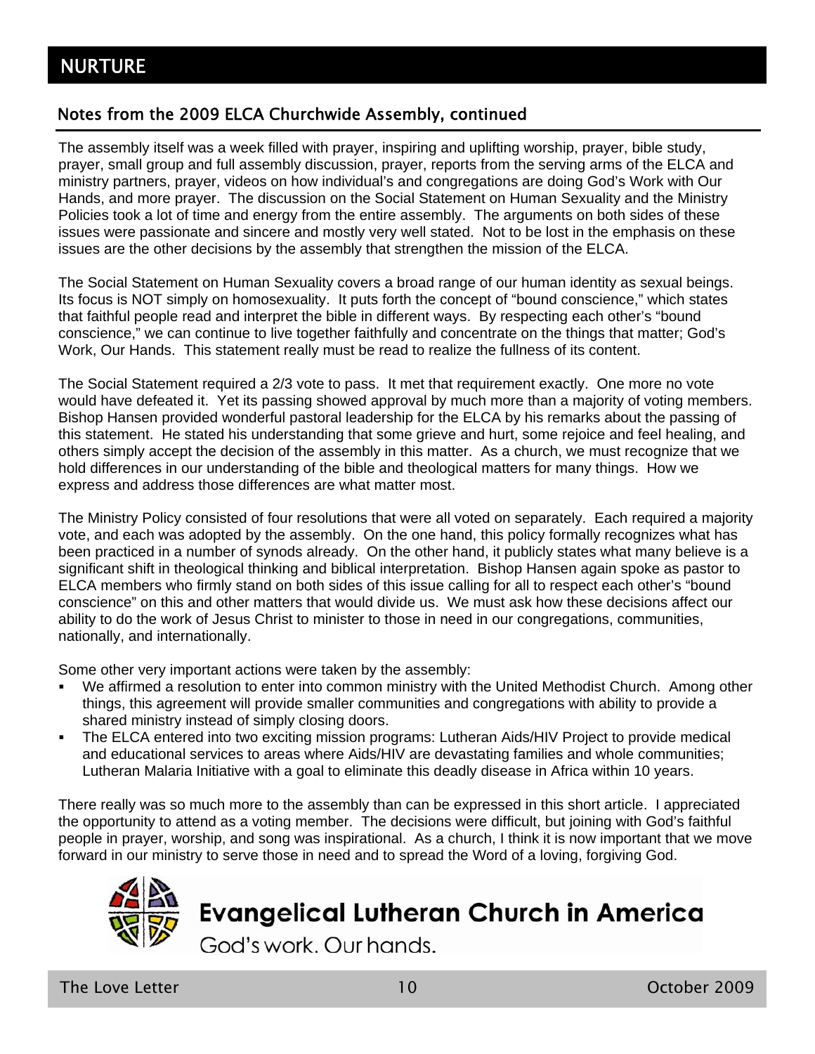## NURTURE

### Notes from the 2009 ELCA Churchwide Assembly, continued

The assembly itself was a week filled with prayer, inspiring and uplifting worship, prayer, bible study, prayer, small group and full assembly discussion, prayer, reports from the serving arms of the ELCA and ministry partners, prayer, videos on how individual's and congregations are doing God's Work with Our Hands, and more prayer. The discussion on the Social Statement on Human Sexuality and the Ministry Policies took a lot of time and energy from the entire assembly. The arguments on both sides of these issues were passionate and sincere and mostly very well stated. Not to be lost in the emphasis on these issues are the other decisions by the assembly that strengthen the mission of the ELCA.

The Social Statement on Human Sexuality covers a broad range of our human identity as sexual beings. Its focus is NOT simply on homosexuality. It puts forth the concept of "bound conscience," which states that faithful people read and interpret the bible in different ways. By respecting each other's "bound conscience," we can continue to live together faithfully and concentrate on the things that matter; God's Work, Our Hands. This statement really must be read to realize the fullness of its content.

The Social Statement required a 2/3 vote to pass. It met that requirement exactly. One more no vote would have defeated it. Yet its passing showed approval by much more than a majority of voting members. Bishop Hansen provided wonderful pastoral leadership for the ELCA by his remarks about the passing of this statement. He stated his understanding that some grieve and hurt, some rejoice and feel healing, and others simply accept the decision of the assembly in this matter. As a church, we must recognize that we hold differences in our understanding of the bible and theological matters for many things. How we express and address those differences are what matter most.

The Ministry Policy consisted of four resolutions that were all voted on separately. Each required a majority vote, and each was adopted by the assembly. On the one hand, this policy formally recognizes what has been practiced in a number of synods already. On the other hand, it publicly states what many believe is a significant shift in theological thinking and biblical interpretation. Bishop Hansen again spoke as pastor to ELCA members who firmly stand on both sides of this issue calling for all to respect each other's "bound conscience" on this and other matters that would divide us. We must ask how these decisions affect our ability to do the work of Jesus Christ to minister to those in need in our congregations, communities, nationally, and internationally.

Some other very important actions were taken by the assembly:

- We affirmed a resolution to enter into common ministry with the United Methodist Church. Among other things, this agreement will provide smaller communities and congregations with ability to provide a shared ministry instead of simply closing doors.
- The ELCA entered into two exciting mission programs: Lutheran Aids/HIV Project to provide medical and educational services to areas where Aids/HIV are devastating families and whole communities; Lutheran Malaria Initiative with a goal to eliminate this deadly disease in Africa within 10 years.

There really was so much more to the assembly than can be expressed in this short article. I appreciated the opportunity to attend as a voting member. The decisions were difficult, but joining with God's faithful people in prayer, worship, and song was inspirational. As a church, I think it is now important that we move forward in our ministry to serve those in need and to spread the Word of a loving, forgiving God.

**Evangelical Lutheran Church in America**

God's work. Our hands.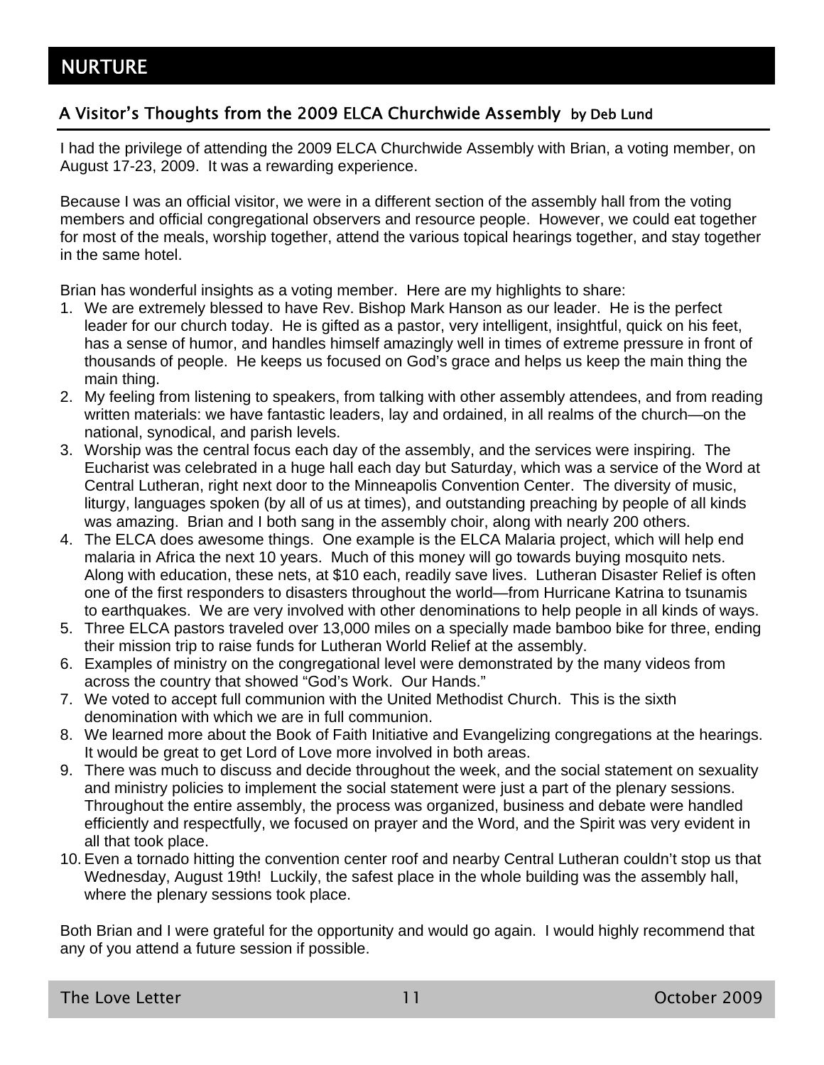# NURTURE

## A Visitor's Thoughts from the 2009 ELCA Churchwide Assembly by Deb Lund

I had the privilege of attending the 2009 ELCA Churchwide Assembly with Brian, a voting member, on August 17-23, 2009. It was a rewarding experience.

Because I was an official visitor, we were in a different section of the assembly hall from the voting members and official congregational observers and resource people. However, we could eat together for most of the meals, worship together, attend the various topical hearings together, and stay together in the same hotel.

Brian has wonderful insights as a voting member. Here are my highlights to share:

1. We are extremely blessed to have Rev. Bishop Mark Hanson as our leader. He is the perfect leader for our church today. He is gifted as a pastor, very intelligent, insightful, quick on his feet, has a sense of humor, and handles himself amazingly well in times of extreme pressure in front of thousands of people. He keeps us focused on God's grace and helps us keep the main thing the main thing.
2. My feeling from listening to speakers, from talking with other assembly attendees, and from reading written materials: we have fantastic leaders, lay and ordained, in all realms of the church—on the national, synodical, and parish levels.
3. Worship was the central focus each day of the assembly, and the services were inspiring. The Eucharist was celebrated in a huge hall each day but Saturday, which was a service of the Word at Central Lutheran, right next door to the Minneapolis Convention Center. The diversity of music, liturgy, languages spoken (by all of us at times), and outstanding preaching by people of all kinds was amazing. Brian and I both sang in the assembly choir, along with nearly 200 others.
4. The ELCA does awesome things. One example is the ELCA Malaria project, which will help end malaria in Africa the next 10 years. Much of this money will go towards buying mosquito nets. Along with education, these nets, at $10 each, readily save lives. Lutheran Disaster Relief is often one of the first responders to disasters throughout the world—from Hurricane Katrina to tsunamis to earthquakes. We are very involved with other denominations to help people in all kinds of ways.
5. Three ELCA pastors traveled over 13,000 miles on a specially made bamboo bike for three, ending their mission trip to raise funds for Lutheran World Relief at the assembly.
6. Examples of ministry on the congregational level were demonstrated by the many videos from across the country that showed "God's Work. Our Hands."
7. We voted to accept full communion with the United Methodist Church. This is the sixth denomination with which we are in full communion.
8. We learned more about the Book of Faith Initiative and Evangelizing congregations at the hearings. It would be great to get Lord of Love more involved in both areas.
9. There was much to discuss and decide throughout the week, and the social statement on sexuality and ministry policies to implement the social statement were just a part of the plenary sessions. Throughout the entire assembly, the process was organized, business and debate were handled efficiently and respectfully, we focused on prayer and the Word, and the Spirit was very evident in all that took place.
10. Even a tornado hitting the convention center roof and nearby Central Lutheran couldn't stop us that Wednesday, August 19th! Luckily, the safest place in the whole building was the assembly hall, where the plenary sessions took place.

Both Brian and I were grateful for the opportunity and would go again. I would highly recommend that any of you attend a future session if possible.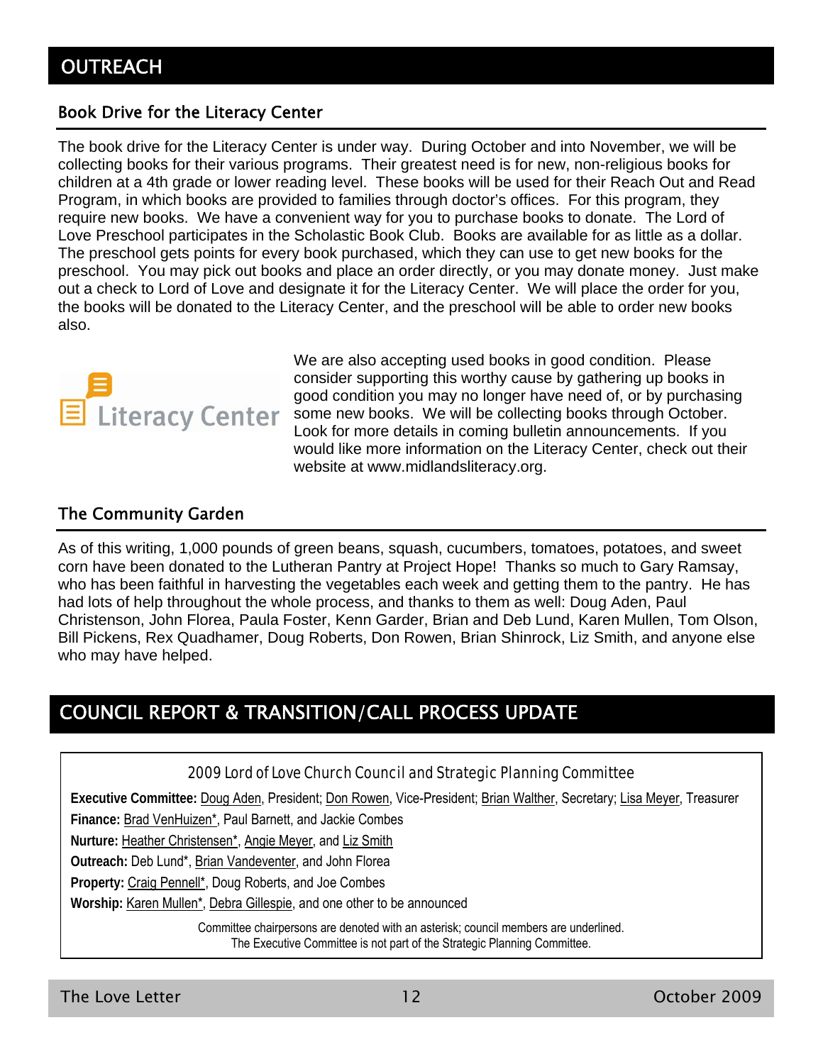# OUTREACH

## Book Drive for the Literacy Center

The book drive for the Literacy Center is under way. During October and into November, we will be collecting books for their various programs. Their greatest need is for new, non-religious books for children at a 4th grade or lower reading level. These books will be used for their Reach Out and Read Program, in which books are provided to families through doctor's offices. For this program, they require new books. We have a convenient way for you to purchase books to donate. The Lord of Love Preschool participates in the Scholastic Book Club. Books are available for as little as a dollar. The preschool gets points for every book purchased, which they can use to get new books for the preschool. You may pick out books and place an order directly, or you may donate money. Just make out a check to Lord of Love and designate it for the Literacy Center. We will place the order for you, the books will be donated to the Literacy Center, and the preschool will be able to order new books also.

Literacy Center

We are also accepting used books in good condition. Please consider supporting this worthy cause by gathering up books in good condition you may no longer have need of, or by purchasing some new books. We will be collecting books through October. Look for more details in coming bulletin announcements. If you would like more information on the Literacy Center, check out their website at www.midlandsliteracy.org.

## The Community Garden

As of this writing, 1,000 pounds of green beans, squash, cucumbers, tomatoes, potatoes, and sweet corn have been donated to the Lutheran Pantry at Project Hope! Thanks so much to Gary Ramsay, who has been faithful in harvesting the vegetables each week and getting them to the pantry. He has had lots of help throughout the whole process, and thanks to them as well: Doug Aden, Paul Christenson, John Florea, Paula Foster, Kenn Garder, Brian and Deb Lund, Karen Mullen, Tom Olson, Bill Pickens, Rex Quadhamer, Doug Roberts, Don Rowen, Brian Shinrock, Liz Smith, and anyone else who may have helped.

# COUNCIL REPORT & TRANSITION/CALL PROCESS UPDATE

2009 Lord of Love Church Council and Strategic Planning Committee

**Executive Committee:** <u>Doug Aden</u>, President; <u>Don Rowen</u>, Vice-President; <u>Brian Walther</u>, Secretary; <u>Lisa Meyer</u>, Treasurer

**Finance:** <u>Brad VenHuizen*</u>, Paul Barnett, and Jackie Combes

**Nurture:** <u>Heather Christensen*</u>, <u>Angie Meyer</u>, and <u>Liz Smith</u>

**Outreach:** Deb Lund*, <u>Brian Vandeventer</u>, and John Florea

**Property:** <u>Craig Pennell*</u>, Doug Roberts, and Joe Combes

**Worship:** <u>Karen Mullen*</u>, <u>Debra Gillespie</u>, and one other to be announced

Committee chairpersons are denoted with an asterisk; council members are underlined.
The Executive Committee is not part of the Strategic Planning Committee.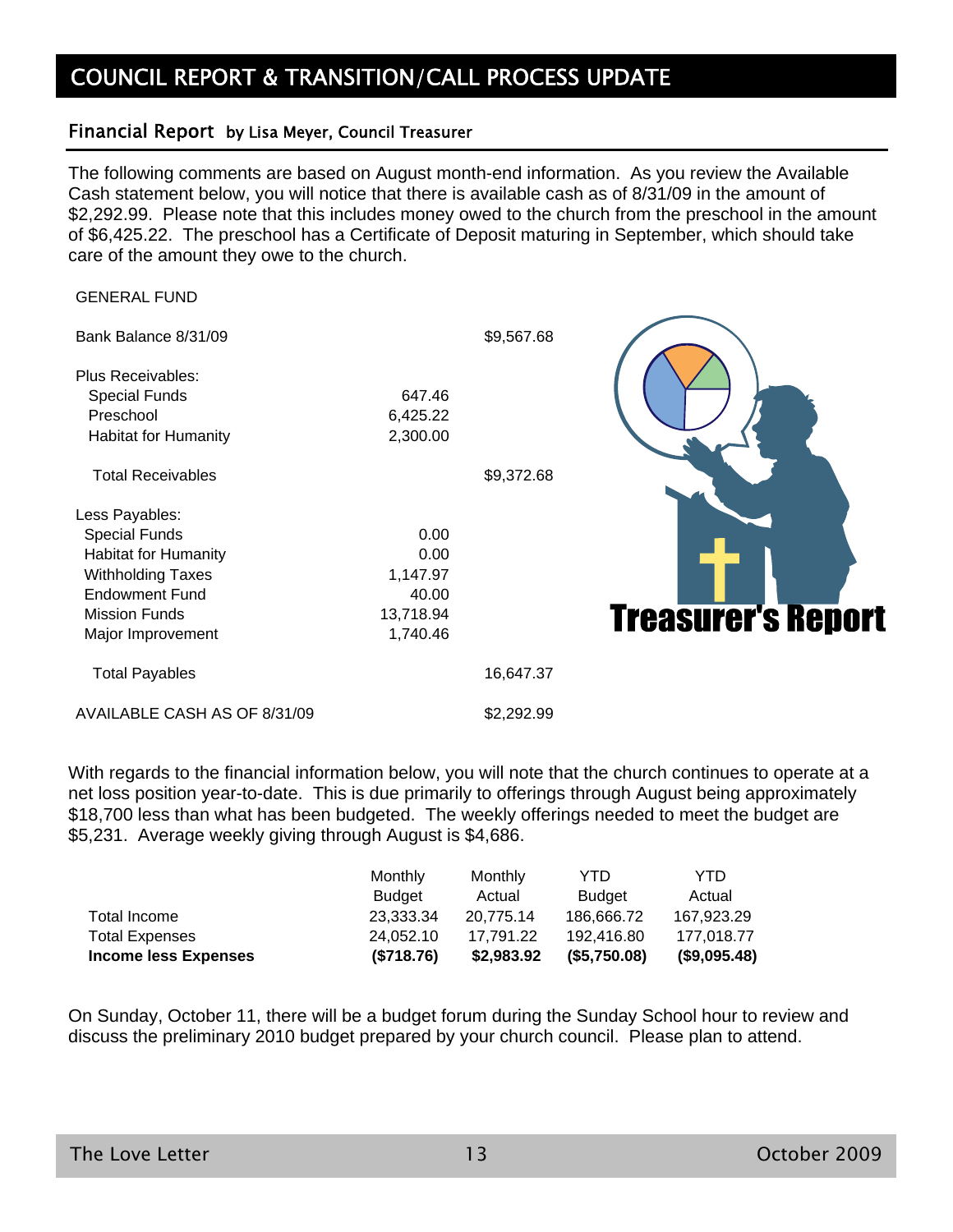# COUNCIL REPORT & TRANSITION/CALL PROCESS UPDATE

## Financial Report by Lisa Meyer, Council Treasurer

The following comments are based on August month-end information. As you review the Available Cash statement below, you will notice that there is available cash as of 8/31/09 in the amount of $2,292.99. Please note that this includes money owed to the church from the preschool in the amount of $6,425.22. The preschool has a Certificate of Deposit maturing in September, which should take care of the amount they owe to the church.

**Treasurer's Report**

| GENERAL FUND | | |
|---|---|---|
| Bank Balance 8/31/09 | | $9,567.68 |
| Plus Receivables: | | |
| Special Funds | 647.46 | |
| Preschool | 6,425.22 | |
| Habitat for Humanity | 2,300.00 | |
| Total Receivables | | $9,372.68 |
| Less Payables: | | |
| Special Funds | 0.00 | |
| Habitat for Humanity | 0.00 | |
| Withholding Taxes | 1,147.97 | |
| Endowment Fund | 40.00 | |
| Mission Funds | 13,718.94 | |
| Major Improvement | 1,740.46 | |
| Total Payables | | 16,647.37 |
| AVAILABLE CASH AS OF 8/31/09 | | $2,292.99 |

With regards to the financial information below, you will note that the church continues to operate at a net loss position year-to-date. This is due primarily to offerings through August being approximately $18,700 less than what has been budgeted. The weekly offerings needed to meet the budget are $5,231. Average weekly giving through August is $4,686.

| | Monthly Budget | Monthly Actual | YTD Budget | YTD Actual |
|---|---|---|---|---|
| Total Income | 23,333.34 | 20,775.14 | 186,666.72 | 167,923.29 |
| Total Expenses | 24,052.10 | 17,791.22 | 192,416.80 | 177,018.77 |
| **Income less Expenses** | **($718.76)** | **$2,983.92** | **($5,750.08)** | **($9,095.48)** |

On Sunday, October 11, there will be a budget forum during the Sunday School hour to review and discuss the preliminary 2010 budget prepared by your church council. Please plan to attend.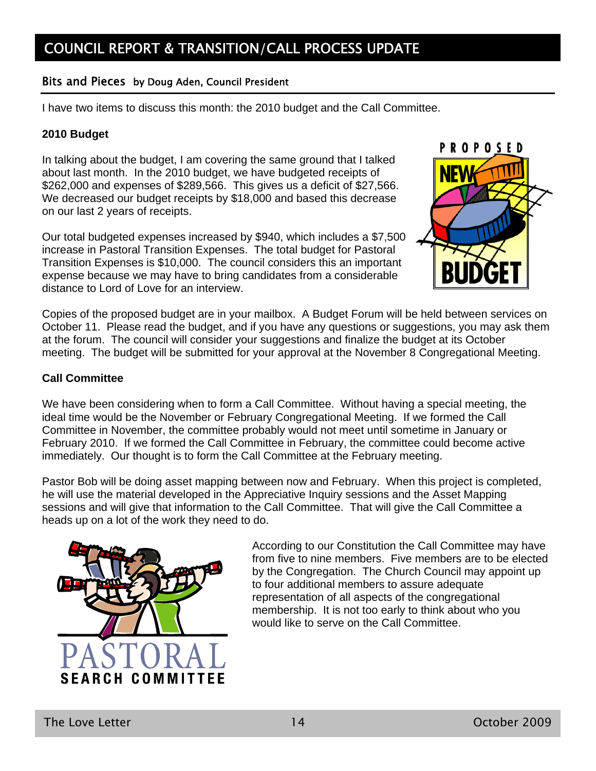# COUNCIL REPORT & TRANSITION/CALL PROCESS UPDATE

## Bits and Pieces by Doug Aden, Council President

I have two items to discuss this month: the 2010 budget and the Call Committee.

**2010 Budget**

In talking about the budget, I am covering the same ground that I talked about last month. In the 2010 budget, we have budgeted receipts of $262,000 and expenses of $289,566. This gives us a deficit of $27,566. We decreased our budget receipts by $18,000 and based this decrease on our last 2 years of receipts.

Our total budgeted expenses increased by $940, which includes a $7,500 increase in Pastoral Transition Expenses. The total budget for Pastoral Transition Expenses is $10,000. The council considers this an important expense because we may have to bring candidates from a considerable distance to Lord of Love for an interview.

Copies of the proposed budget are in your mailbox. A Budget Forum will be held between services on October 11. Please read the budget, and if you have any questions or suggestions, you may ask them at the forum. The council will consider your suggestions and finalize the budget at its October meeting. The budget will be submitted for your approval at the November 8 Congregational Meeting.

**Call Committee**

We have been considering when to form a Call Committee. Without having a special meeting, the ideal time would be the November or February Congregational Meeting. If we formed the Call Committee in November, the committee probably would not meet until sometime in January or February 2010. If we formed the Call Committee in February, the committee could become active immediately. Our thought is to form the Call Committee at the February meeting.

Pastor Bob will be doing asset mapping between now and February. When this project is completed, he will use the material developed in the Appreciative Inquiry sessions and the Asset Mapping sessions and will give that information to the Call Committee. That will give the Call Committee a heads up on a lot of the work they need to do.

According to our Constitution the Call Committee may have from five to nine members. Five members are to be elected by the Congregation. The Church Council may appoint up to four additional members to assure adequate representation of all aspects of the congregational membership. It is not too early to think about who you would like to serve on the Call Committee.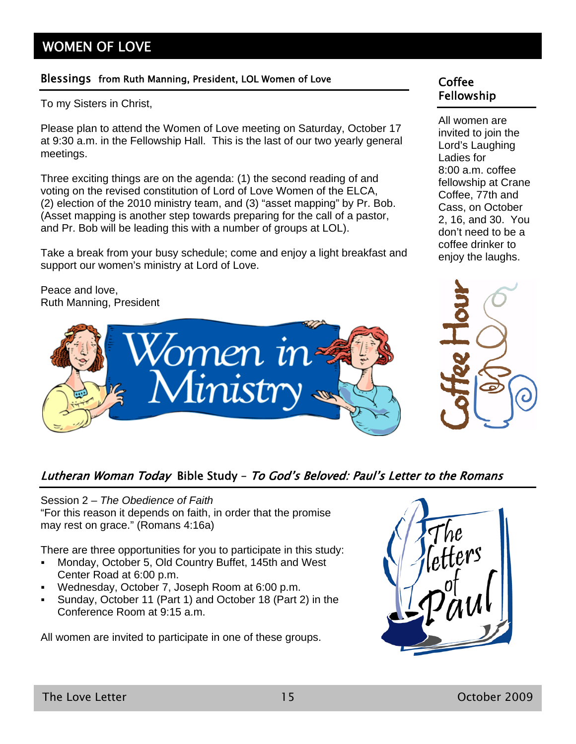# WOMEN OF LOVE

## Blessings from Ruth Manning, President, LOL Women of Love

To my Sisters in Christ,

Please plan to attend the Women of Love meeting on Saturday, October 17 at 9:30 a.m. in the Fellowship Hall. This is the last of our two yearly general meetings.

Three exciting things are on the agenda: (1) the second reading of and voting on the revised constitution of Lord of Love Women of the ELCA, (2) election of the 2010 ministry team, and (3) "asset mapping" by Pr. Bob. (Asset mapping is another step towards preparing for the call of a pastor, and Pr. Bob will be leading this with a number of groups at LOL).

Take a break from your busy schedule; come and enjoy a light breakfast and support our women's ministry at Lord of Love.

Peace and love,
Ruth Manning, President

## Coffee Fellowship

All women are invited to join the Lord's Laughing Ladies for 8:00 a.m. coffee fellowship at Crane Coffee, 77th and Cass, on October 2, 16, and 30. You don't need to be a coffee drinker to enjoy the laughs.

## *Lutheran Woman Today* Bible Study – *To God's Beloved: Paul's Letter to the Romans*

Session 2 – *The Obedience of Faith*
"For this reason it depends on faith, in order that the promise may rest on grace." (Romans 4:16a)

There are three opportunities for you to participate in this study:

- Monday, October 5, Old Country Buffet, 145th and West Center Road at 6:00 p.m.
- Wednesday, October 7, Joseph Room at 6:00 p.m.
- Sunday, October 11 (Part 1) and October 18 (Part 2) in the Conference Room at 9:15 a.m.

All women are invited to participate in one of these groups.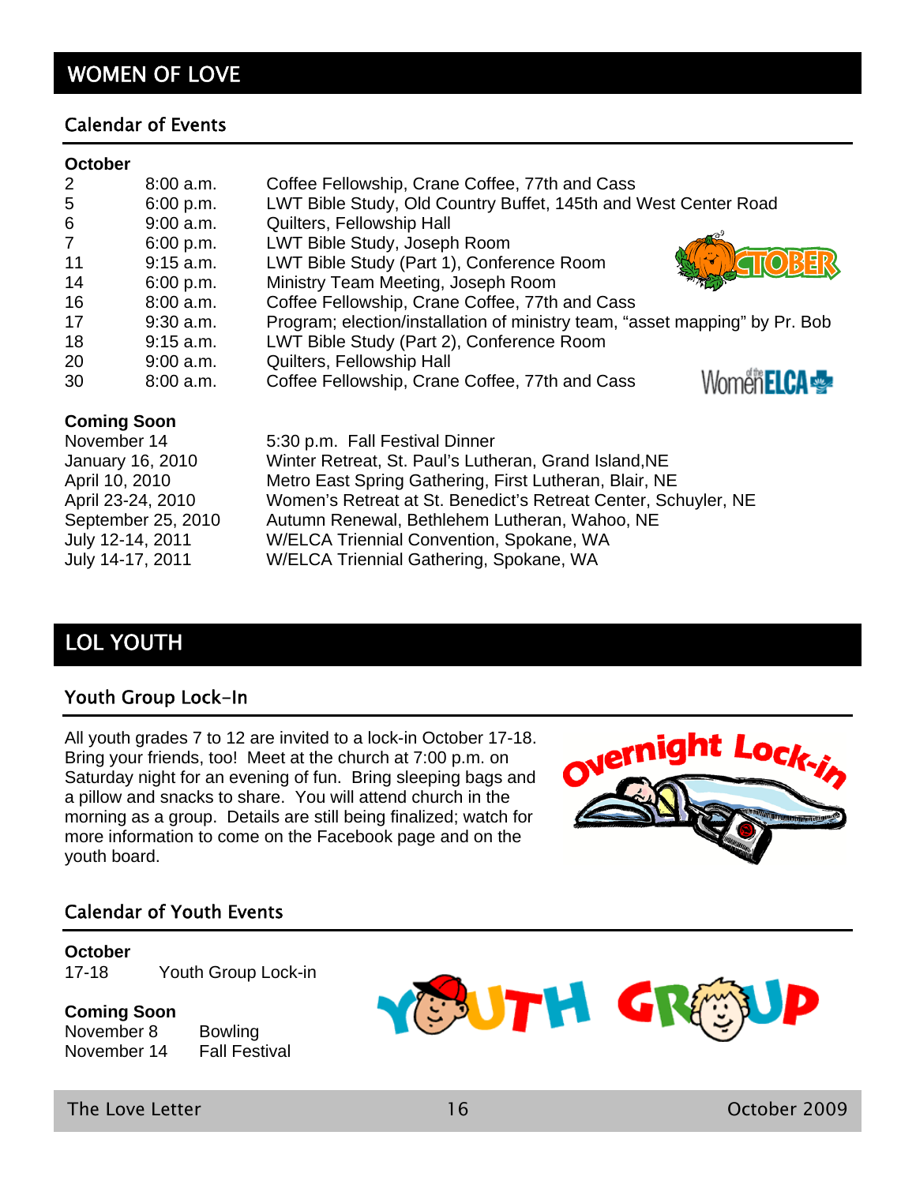# WOMEN OF LOVE

## Calendar of Events

**October**

| | | |
|---|---|---|
| 2 | 8:00 a.m. | Coffee Fellowship, Crane Coffee, 77th and Cass |
| 5 | 6:00 p.m. | LWT Bible Study, Old Country Buffet, 145th and West Center Road |
| 6 | 9:00 a.m. | Quilters, Fellowship Hall |
| 7 | 6:00 p.m. | LWT Bible Study, Joseph Room |
| 11 | 9:15 a.m. | LWT Bible Study (Part 1), Conference Room |
| 14 | 6:00 p.m. | Ministry Team Meeting, Joseph Room |
| 16 | 8:00 a.m. | Coffee Fellowship, Crane Coffee, 77th and Cass |
| 17 | 9:30 a.m. | Program; election/installation of ministry team, "asset mapping" by Pr. Bob |
| 18 | 9:15 a.m. | LWT Bible Study (Part 2), Conference Room |
| 20 | 9:00 a.m. | Quilters, Fellowship Hall |
| 30 | 8:00 a.m. | Coffee Fellowship, Crane Coffee, 77th and Cass |

**Coming Soon**

| | |
|---|---|
| November 14 | 5:30 p.m. Fall Festival Dinner |
| January 16, 2010 | Winter Retreat, St. Paul's Lutheran, Grand Island,NE |
| April 10, 2010 | Metro East Spring Gathering, First Lutheran, Blair, NE |
| April 23-24, 2010 | Women's Retreat at St. Benedict's Retreat Center, Schuyler, NE |
| September 25, 2010 | Autumn Renewal, Bethlehem Lutheran, Wahoo, NE |
| July 12-14, 2011 | W/ELCA Triennial Convention, Spokane, WA |
| July 14-17, 2011 | W/ELCA Triennial Gathering, Spokane, WA |

# LOL YOUTH

## Youth Group Lock-In

All youth grades 7 to 12 are invited to a lock-in October 17-18. Bring your friends, too! Meet at the church at 7:00 p.m. on Saturday night for an evening of fun. Bring sleeping bags and a pillow and snacks to share. You will attend church in the morning as a group. Details are still being finalized; watch for more information to come on the Facebook page and on the youth board.

## Calendar of Youth Events

**October**

| | |
|---|---|
| 17-18 | Youth Group Lock-in |

**Coming Soon**

| | |
|---|---|
| November 8 | Bowling |
| November 14 | Fall Festival |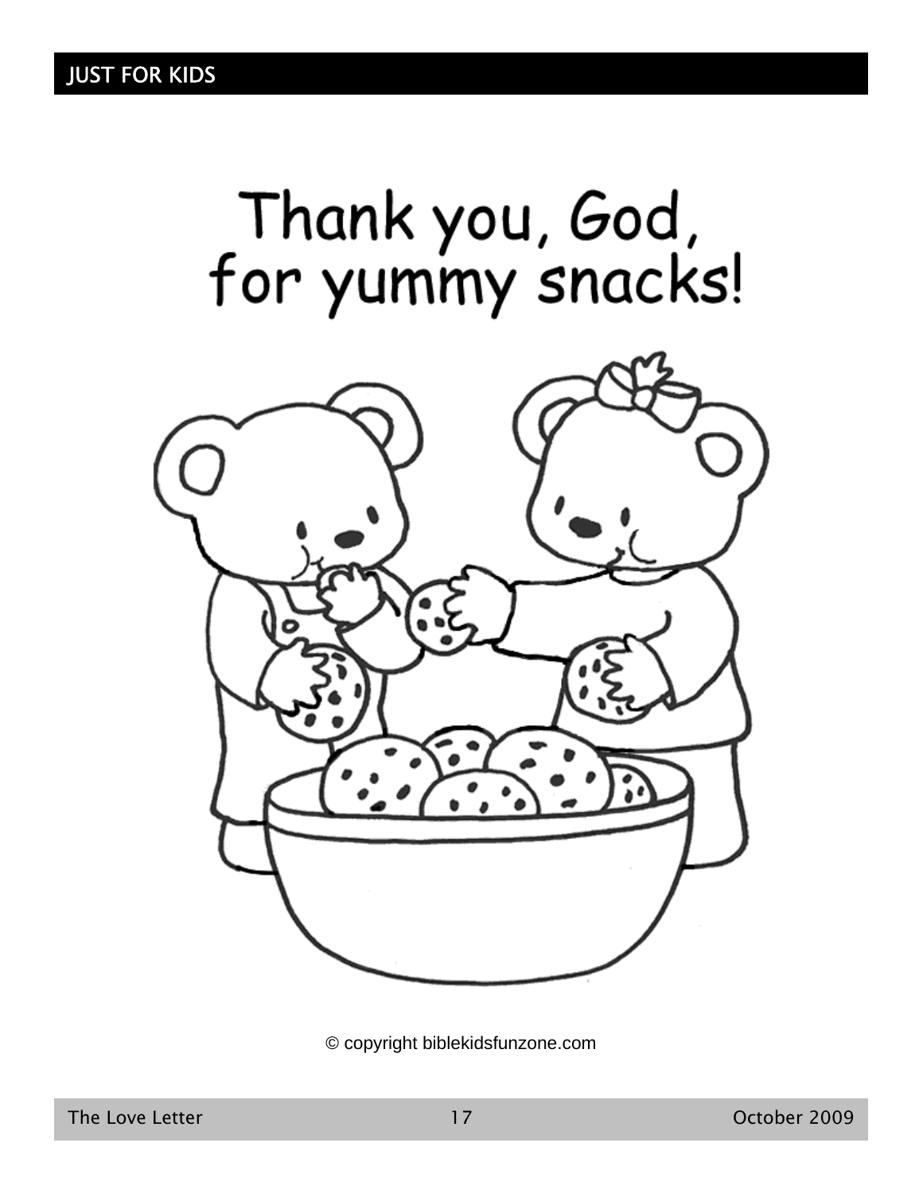JUST FOR KIDS

# Thank you, God, for yummy snacks!

© copyright biblekidsfunzone.com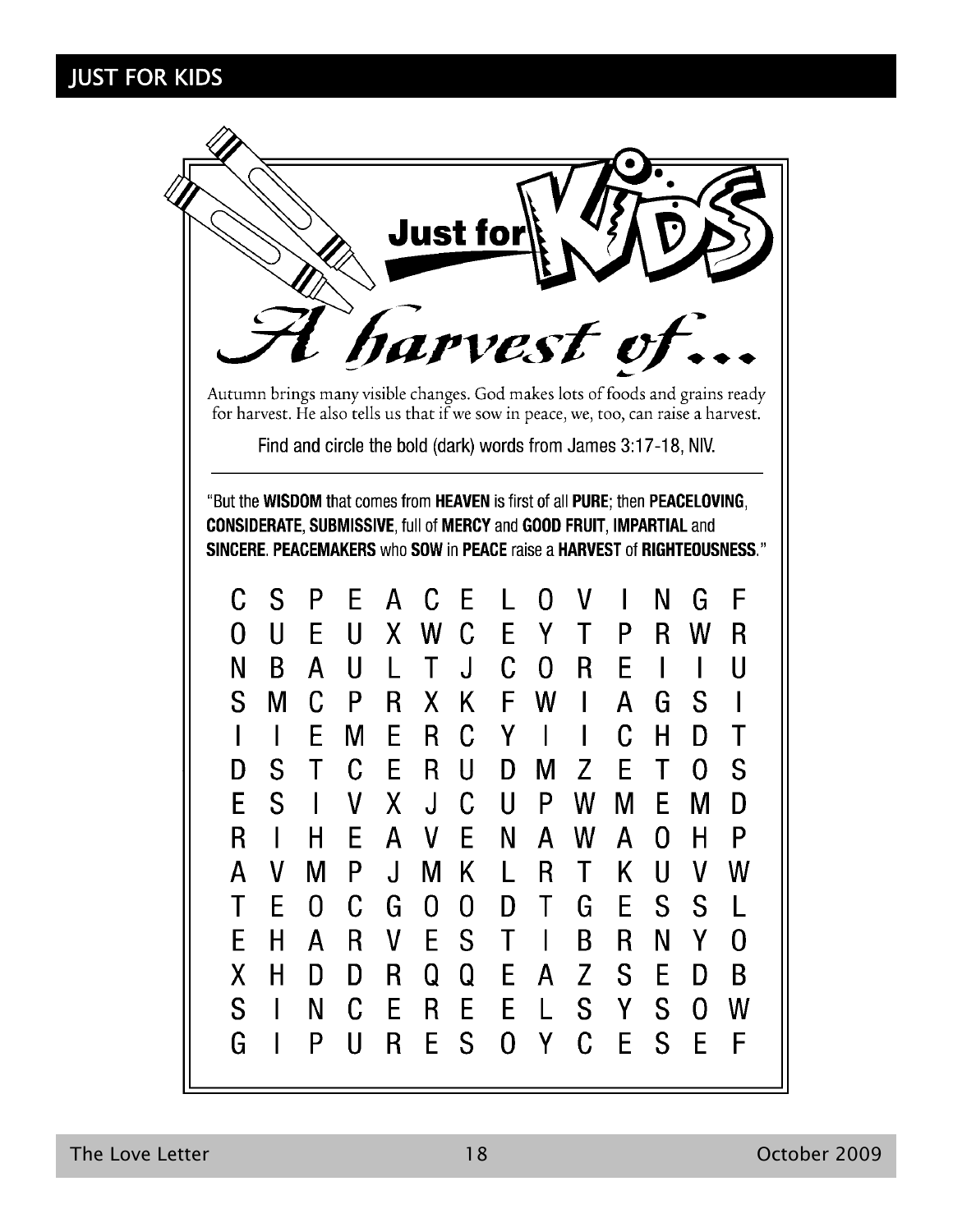# JUST FOR KIDS

## Just for KIDS

# A harvest of...

Autumn brings many visible changes. God makes lots of foods and grains ready for harvest. He also tells us that if we sow in peace, we, too, can raise a harvest.

Find and circle the bold (dark) words from James 3:17-18, NIV.

---

"But the **WISDOM** that comes from **HEAVEN** is first of all **PURE**; then **PEACELOVING**, **CONSIDERATE**, **SUBMISSIVE**, full of **MERCY** and **GOOD FRUIT**, **IMPARTIAL** and **SINCERE**. **PEACEMAKERS** who **SOW** in **PEACE** raise a **HARVEST** of **RIGHTEOUSNESS**."

```
C S P E A C E L O V I N G F
O U E U X W C E Y T P R W R
N B A U L T J C O R E I I U
S M C P R X K F W I A G S I
I I E M E R C Y I I C H D T
D S T C E R U D M Z E T O S
E S I V X J C U P W M E M D
R I H E A V E N A W A O H P
A V M P J M K L R T K U V W
T E O C G O O D T G E S S L
E H A R V E S T I B R N Y O
X H D D R Q Q E A Z S E D B
S I N C E R E E L S Y S O W
G I P U R E S O Y C E S E F
```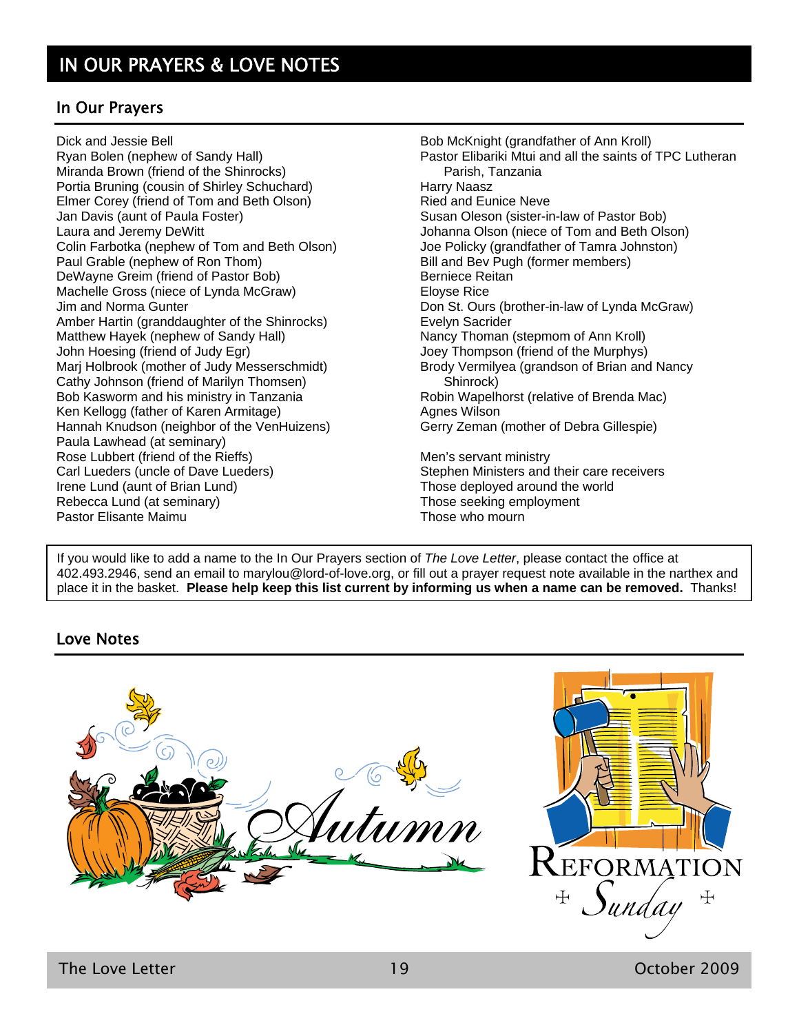# IN OUR PRAYERS & LOVE NOTES

## In Our Prayers

Dick and Jessie Bell
Ryan Bolen (nephew of Sandy Hall)
Miranda Brown (friend of the Shinrocks)
Portia Bruning (cousin of Shirley Schuchard)
Elmer Corey (friend of Tom and Beth Olson)
Jan Davis (aunt of Paula Foster)
Laura and Jeremy DeWitt
Colin Farbotka (nephew of Tom and Beth Olson)
Paul Grable (nephew of Ron Thom)
DeWayne Greim (friend of Pastor Bob)
Machelle Gross (niece of Lynda McGraw)
Jim and Norma Gunter
Amber Hartin (granddaughter of the Shinrocks)
Matthew Hayek (nephew of Sandy Hall)
John Hoesing (friend of Judy Egr)
Marj Holbrook (mother of Judy Messerschmidt)
Cathy Johnson (friend of Marilyn Thomsen)
Bob Kasworm and his ministry in Tanzania
Ken Kellogg (father of Karen Armitage)
Hannah Knudson (neighbor of the VenHuizens)
Paula Lawhead (at seminary)
Rose Lubbert (friend of the Rieffs)
Carl Lueders (uncle of Dave Lueders)
Irene Lund (aunt of Brian Lund)
Rebecca Lund (at seminary)
Pastor Elisante Maimu
Bob McKnight (grandfather of Ann Kroll)
Pastor Elibariki Mtui and all the saints of TPC Lutheran Parish, Tanzania
Harry Naasz
Ried and Eunice Neve
Susan Oleson (sister-in-law of Pastor Bob)
Johanna Olson (niece of Tom and Beth Olson)
Joe Policky (grandfather of Tamra Johnston)
Bill and Bev Pugh (former members)
Berniece Reitan
Eloyse Rice
Don St. Ours (brother-in-law of Lynda McGraw)
Evelyn Sacrider
Nancy Thoman (stepmom of Ann Kroll)
Joey Thompson (friend of the Murphys)
Brody Vermilyea (grandson of Brian and Nancy Shinrock)
Robin Wapelhorst (relative of Brenda Mac)
Agnes Wilson
Gerry Zeman (mother of Debra Gillespie)

Men's servant ministry
Stephen Ministers and their care receivers
Those deployed around the world
Those seeking employment
Those who mourn

If you would like to add a name to the In Our Prayers section of *The Love Letter*, please contact the office at 402.493.2946, send an email to marylou@lord-of-love.org, or fill out a prayer request note available in the narthex and place it in the basket. **Please help keep this list current by informing us when a name can be removed.** Thanks!

## Love Notes

Autumn

REFORMATION Sunday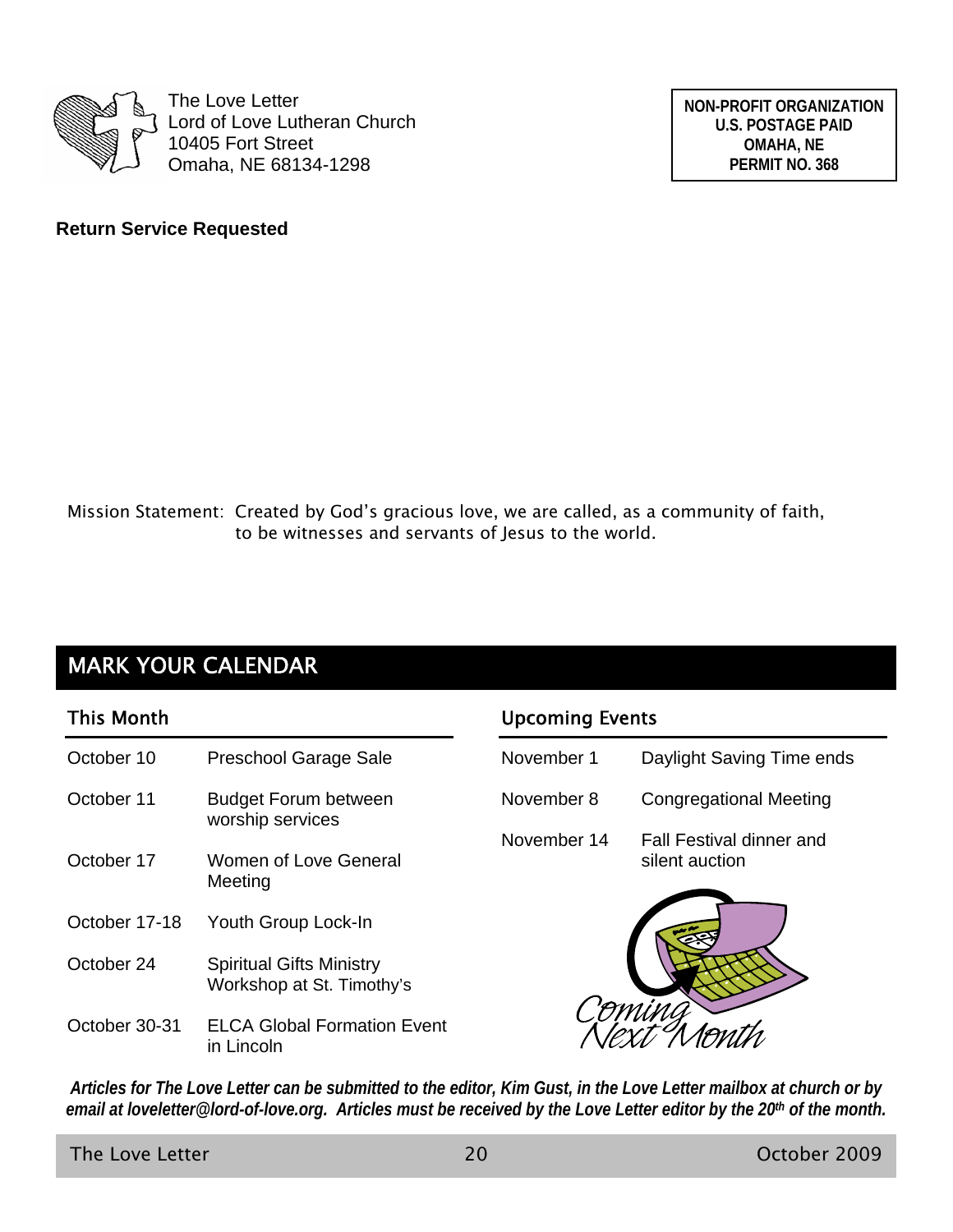The Love Letter
Lord of Love Lutheran Church
10405 Fort Street
Omaha, NE 68134-1298

**NON-PROFIT ORGANIZATION**
**U.S. POSTAGE PAID**
**OMAHA, NE**
**PERMIT NO. 368**

**Return Service Requested**

Mission Statement: Created by God's gracious love, we are called, as a community of faith, to be witnesses and servants of Jesus to the world.

## MARK YOUR CALENDAR

### This Month

| | |
|---|---|
| October 10 | Preschool Garage Sale |
| October 11 | Budget Forum between worship services |
| October 17 | Women of Love General Meeting |
| October 17-18 | Youth Group Lock-In |
| October 24 | Spiritual Gifts Ministry Workshop at St. Timothy's |
| October 30-31 | ELCA Global Formation Event in Lincoln |

### Upcoming Events

| | |
|---|---|
| November 1 | Daylight Saving Time ends |
| November 8 | Congregational Meeting |
| November 14 | Fall Festival dinner and silent auction |

Coming Next Month

***Articles for The Love Letter can be submitted to the editor, Kim Gust, in the Love Letter mailbox at church or by email at loveletter@lord-of-love.org. Articles must be received by the Love Letter editor by the 20th of the month.***